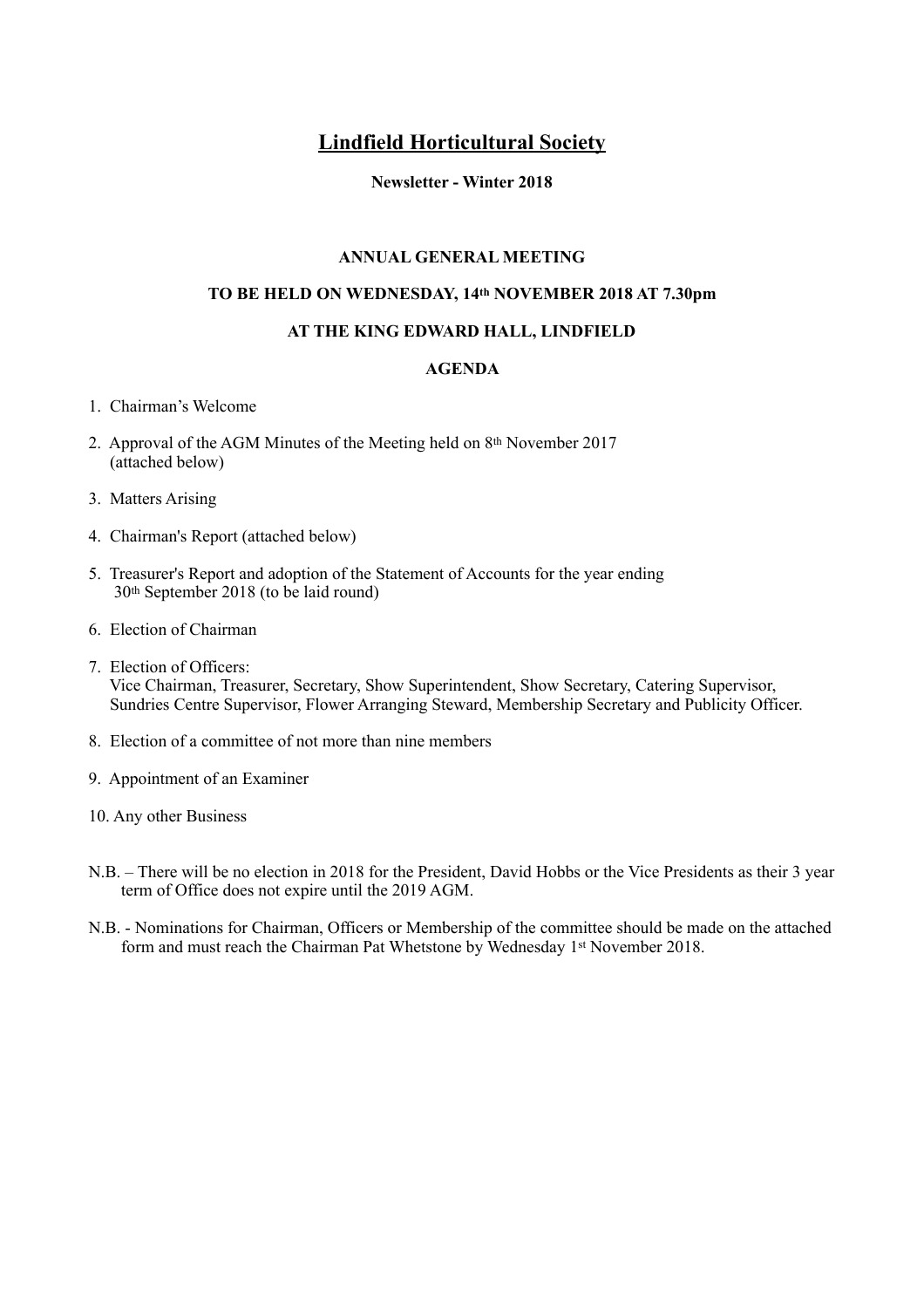# Lindfield Horticultural Society

**Newsletter - Winter 2018**

**ANNUAL GENERAL MEETING**

**TO BE HELD ON WEDNESDAY, 14th NOVEMBER 2018 AT 7.30pm**

**AT THE KING EDWARD HALL, LINDFIELD**

**AGENDA**

1. Chairman's Welcome
2. Approval of the AGM Minutes of the Meeting held on 8th November 2017 (attached below)
3. Matters Arising
4. Chairman's Report (attached below)
5. Treasurer's Report and adoption of the Statement of Accounts for the year ending 30th September 2018 (to be laid round)
6. Election of Chairman
7. Election of Officers:
   Vice Chairman, Treasurer, Secretary, Show Superintendent, Show Secretary, Catering Supervisor, Sundries Centre Supervisor, Flower Arranging Steward, Membership Secretary and Publicity Officer.
8. Election of a committee of not more than nine members
9. Appointment of an Examiner
10. Any other Business

N.B. – There will be no election in 2018 for the President, David Hobbs or the Vice Presidents as their 3 year term of Office does not expire until the 2019 AGM.

N.B. - Nominations for Chairman, Officers or Membership of the committee should be made on the attached form and must reach the Chairman Pat Whetstone by Wednesday 1st November 2018.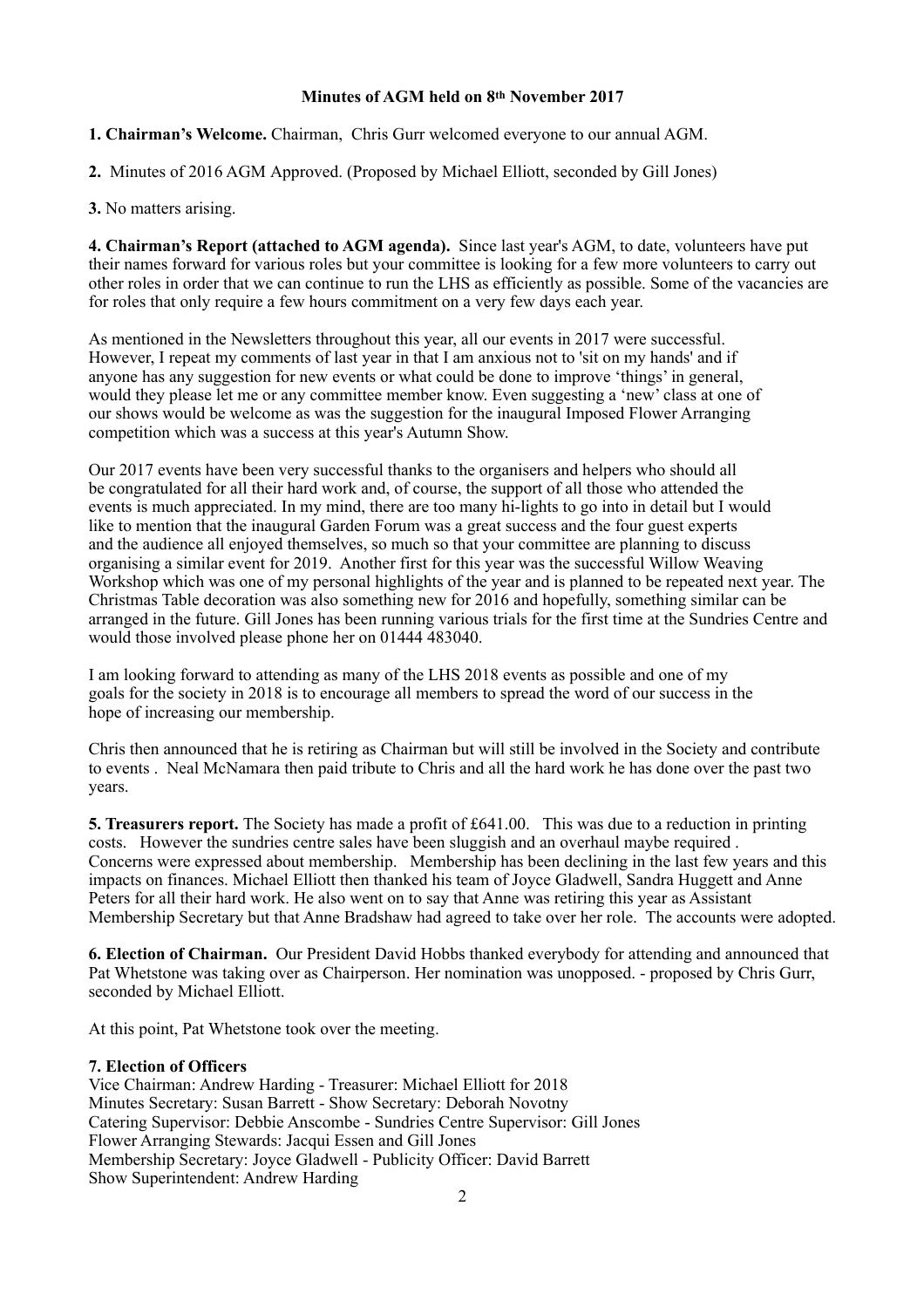**Minutes of AGM held on 8th November 2017**

**1. Chairman's Welcome.** Chairman, Chris Gurr welcomed everyone to our annual AGM.

**2.** Minutes of 2016 AGM Approved. (Proposed by Michael Elliott, seconded by Gill Jones)

**3.** No matters arising.

**4. Chairman's Report (attached to AGM agenda).** Since last year's AGM, to date, volunteers have put their names forward for various roles but your committee is looking for a few more volunteers to carry out other roles in order that we can continue to run the LHS as efficiently as possible. Some of the vacancies are for roles that only require a few hours commitment on a very few days each year.

As mentioned in the Newsletters throughout this year, all our events in 2017 were successful. However, I repeat my comments of last year in that I am anxious not to 'sit on my hands' and if anyone has any suggestion for new events or what could be done to improve 'things' in general, would they please let me or any committee member know. Even suggesting a 'new' class at one of our shows would be welcome as was the suggestion for the inaugural Imposed Flower Arranging competition which was a success at this year's Autumn Show.

Our 2017 events have been very successful thanks to the organisers and helpers who should all be congratulated for all their hard work and, of course, the support of all those who attended the events is much appreciated. In my mind, there are too many hi-lights to go into in detail but I would like to mention that the inaugural Garden Forum was a great success and the four guest experts and the audience all enjoyed themselves, so much so that your committee are planning to discuss organising a similar event for 2019. Another first for this year was the successful Willow Weaving Workshop which was one of my personal highlights of the year and is planned to be repeated next year. The Christmas Table decoration was also something new for 2016 and hopefully, something similar can be arranged in the future. Gill Jones has been running various trials for the first time at the Sundries Centre and would those involved please phone her on 01444 483040.

I am looking forward to attending as many of the LHS 2018 events as possible and one of my goals for the society in 2018 is to encourage all members to spread the word of our success in the hope of increasing our membership.

Chris then announced that he is retiring as Chairman but will still be involved in the Society and contribute to events . Neal McNamara then paid tribute to Chris and all the hard work he has done over the past two years.

**5. Treasurers report.** The Society has made a profit of £641.00. This was due to a reduction in printing costs. However the sundries centre sales have been sluggish and an overhaul maybe required . Concerns were expressed about membership. Membership has been declining in the last few years and this impacts on finances. Michael Elliott then thanked his team of Joyce Gladwell, Sandra Huggett and Anne Peters for all their hard work. He also went on to say that Anne was retiring this year as Assistant Membership Secretary but that Anne Bradshaw had agreed to take over her role. The accounts were adopted.

**6. Election of Chairman.** Our President David Hobbs thanked everybody for attending and announced that Pat Whetstone was taking over as Chairperson. Her nomination was unopposed. - proposed by Chris Gurr, seconded by Michael Elliott.

At this point, Pat Whetstone took over the meeting.

**7. Election of Officers**

Vice Chairman: Andrew Harding - Treasurer: Michael Elliott for 2018
Minutes Secretary: Susan Barrett - Show Secretary: Deborah Novotny
Catering Supervisor: Debbie Anscombe - Sundries Centre Supervisor: Gill Jones
Flower Arranging Stewards: Jacqui Essen and Gill Jones
Membership Secretary: Joyce Gladwell - Publicity Officer: David Barrett
Show Superintendent: Andrew Harding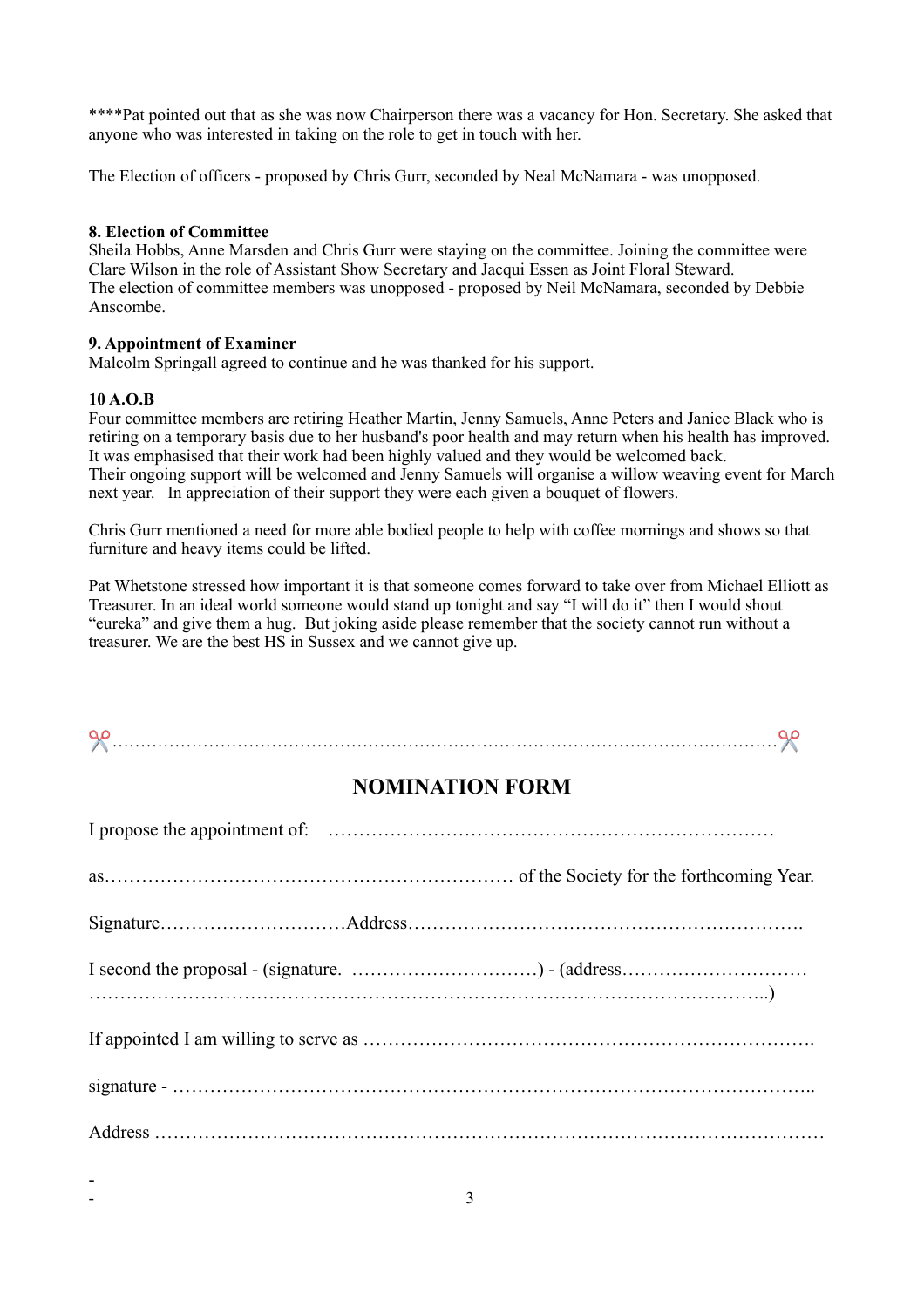****Pat pointed out that as she was now Chairperson there was a vacancy for Hon. Secretary. She asked that anyone who was interested in taking on the role to get in touch with her.

The Election of officers - proposed by Chris Gurr, seconded by Neal McNamara - was unopposed.

**8. Election of Committee**

Sheila Hobbs, Anne Marsden and Chris Gurr were staying on the committee. Joining the committee were Clare Wilson in the role of Assistant Show Secretary and Jacqui Essen as Joint Floral Steward.
The election of committee members was unopposed - proposed by Neil McNamara, seconded by Debbie Anscombe.

**9. Appointment of Examiner**

Malcolm Springall agreed to continue and he was thanked for his support.

**10 A.O.B**

Four committee members are retiring Heather Martin, Jenny Samuels, Anne Peters and Janice Black who is retiring on a temporary basis due to her husband's poor health and may return when his health has improved. It was emphasised that their work had been highly valued and they would be welcomed back.
Their ongoing support will be welcomed and Jenny Samuels will organise a willow weaving event for March next year. In appreciation of their support they were each given a bouquet of flowers.

Chris Gurr mentioned a need for more able bodied people to help with coffee mornings and shows so that furniture and heavy items could be lifted.

Pat Whetstone stressed how important it is that someone comes forward to take over from Michael Elliott as Treasurer. In an ideal world someone would stand up tonight and say "I will do it" then I would shout "eureka" and give them a hug. But joking aside please remember that the society cannot run without a treasurer. We are the best HS in Sussex and we cannot give up.

✂………………………………………………………………………………………………………✂

## NOMINATION FORM

I propose the appointment of: ………………………………………………………………

as………………………………………………………… of the Society for the forthcoming Year.

Signature…………………………Address……………………………………………………….

I second the proposal - (signature. …………………………) - (address…………………………
………………………………………………………………………………………………..)

If appointed I am willing to serve as ……………………………………………………………….

signature - …………………………………………………………………………………………..

Address ………………………………………………………………………………………………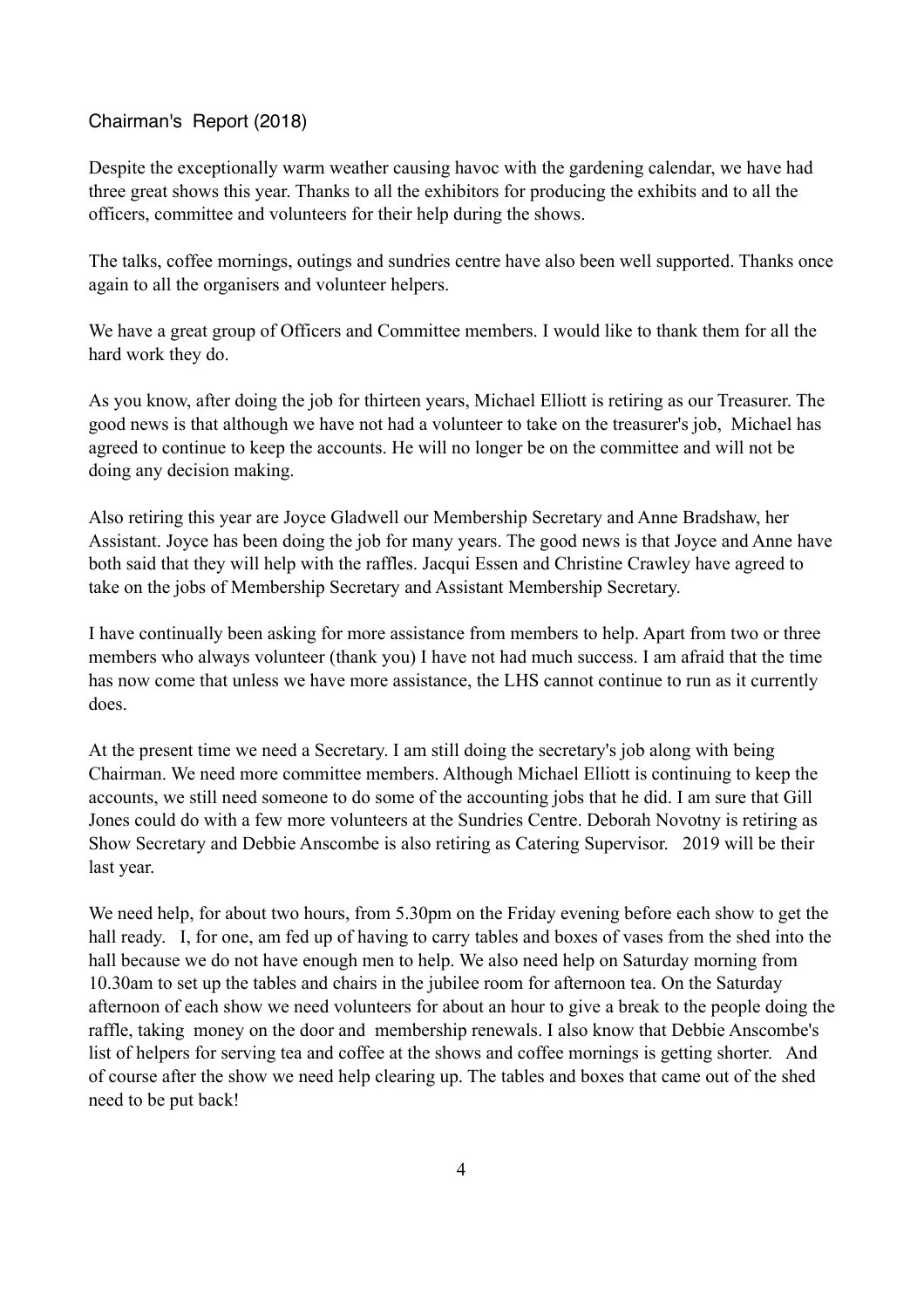## Chairman's Report (2018)

Despite the exceptionally warm weather causing havoc with the gardening calendar, we have had three great shows this year. Thanks to all the exhibitors for producing the exhibits and to all the officers, committee and volunteers for their help during the shows.

The talks, coffee mornings, outings and sundries centre have also been well supported. Thanks once again to all the organisers and volunteer helpers.

We have a great group of Officers and Committee members. I would like to thank them for all the hard work they do.

As you know, after doing the job for thirteen years, Michael Elliott is retiring as our Treasurer. The good news is that although we have not had a volunteer to take on the treasurer's job, Michael has agreed to continue to keep the accounts. He will no longer be on the committee and will not be doing any decision making.

Also retiring this year are Joyce Gladwell our Membership Secretary and Anne Bradshaw, her Assistant. Joyce has been doing the job for many years. The good news is that Joyce and Anne have both said that they will help with the raffles. Jacqui Essen and Christine Crawley have agreed to take on the jobs of Membership Secretary and Assistant Membership Secretary.

I have continually been asking for more assistance from members to help. Apart from two or three members who always volunteer (thank you) I have not had much success. I am afraid that the time has now come that unless we have more assistance, the LHS cannot continue to run as it currently does.

At the present time we need a Secretary. I am still doing the secretary's job along with being Chairman. We need more committee members. Although Michael Elliott is continuing to keep the accounts, we still need someone to do some of the accounting jobs that he did. I am sure that Gill Jones could do with a few more volunteers at the Sundries Centre. Deborah Novotny is retiring as Show Secretary and Debbie Anscombe is also retiring as Catering Supervisor. 2019 will be their last year.

We need help, for about two hours, from 5.30pm on the Friday evening before each show to get the hall ready. I, for one, am fed up of having to carry tables and boxes of vases from the shed into the hall because we do not have enough men to help. We also need help on Saturday morning from 10.30am to set up the tables and chairs in the jubilee room for afternoon tea. On the Saturday afternoon of each show we need volunteers for about an hour to give a break to the people doing the raffle, taking money on the door and membership renewals. I also know that Debbie Anscombe's list of helpers for serving tea and coffee at the shows and coffee mornings is getting shorter. And of course after the show we need help clearing up. The tables and boxes that came out of the shed need to be put back!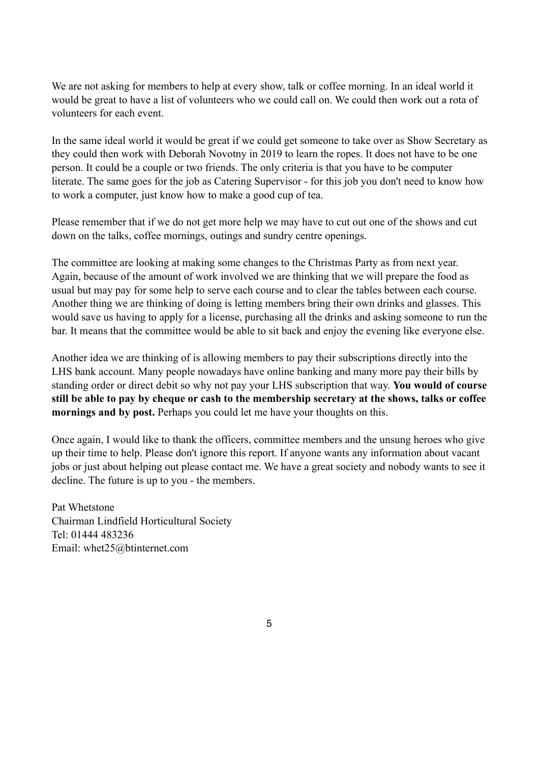We are not asking for members to help at every show, talk or coffee morning. In an ideal world it would be great to have a list of volunteers who we could call on. We could then work out a rota of volunteers for each event.

In the same ideal world it would be great if we could get someone to take over as Show Secretary as they could then work with Deborah Novotny in 2019 to learn the ropes. It does not have to be one person. It could be a couple or two friends. The only criteria is that you have to be computer literate. The same goes for the job as Catering Supervisor - for this job you don't need to know how to work a computer, just know how to make a good cup of tea.

Please remember that if we do not get more help we may have to cut out one of the shows and cut down on the talks, coffee mornings, outings and sundry centre openings.

The committee are looking at making some changes to the Christmas Party as from next year. Again, because of the amount of work involved we are thinking that we will prepare the food as usual but may pay for some help to serve each course and to clear the tables between each course. Another thing we are thinking of doing is letting members bring their own drinks and glasses. This would save us having to apply for a license, purchasing all the drinks and asking someone to run the bar. It means that the committee would be able to sit back and enjoy the evening like everyone else.

Another idea we are thinking of is allowing members to pay their subscriptions directly into the LHS bank account. Many people nowadays have online banking and many more pay their bills by standing order or direct debit so why not pay your LHS subscription that way. **You would of course still be able to pay by cheque or cash to the membership secretary at the shows, talks or coffee mornings and by post.** Perhaps you could let me have your thoughts on this.

Once again, I would like to thank the officers, committee members and the unsung heroes who give up their time to help. Please don't ignore this report. If anyone wants any information about vacant jobs or just about helping out please contact me. We have a great society and nobody wants to see it decline. The future is up to you - the members.

Pat Whetstone
Chairman Lindfield Horticultural Society
Tel: 01444 483236
Email: whet25@btinternet.com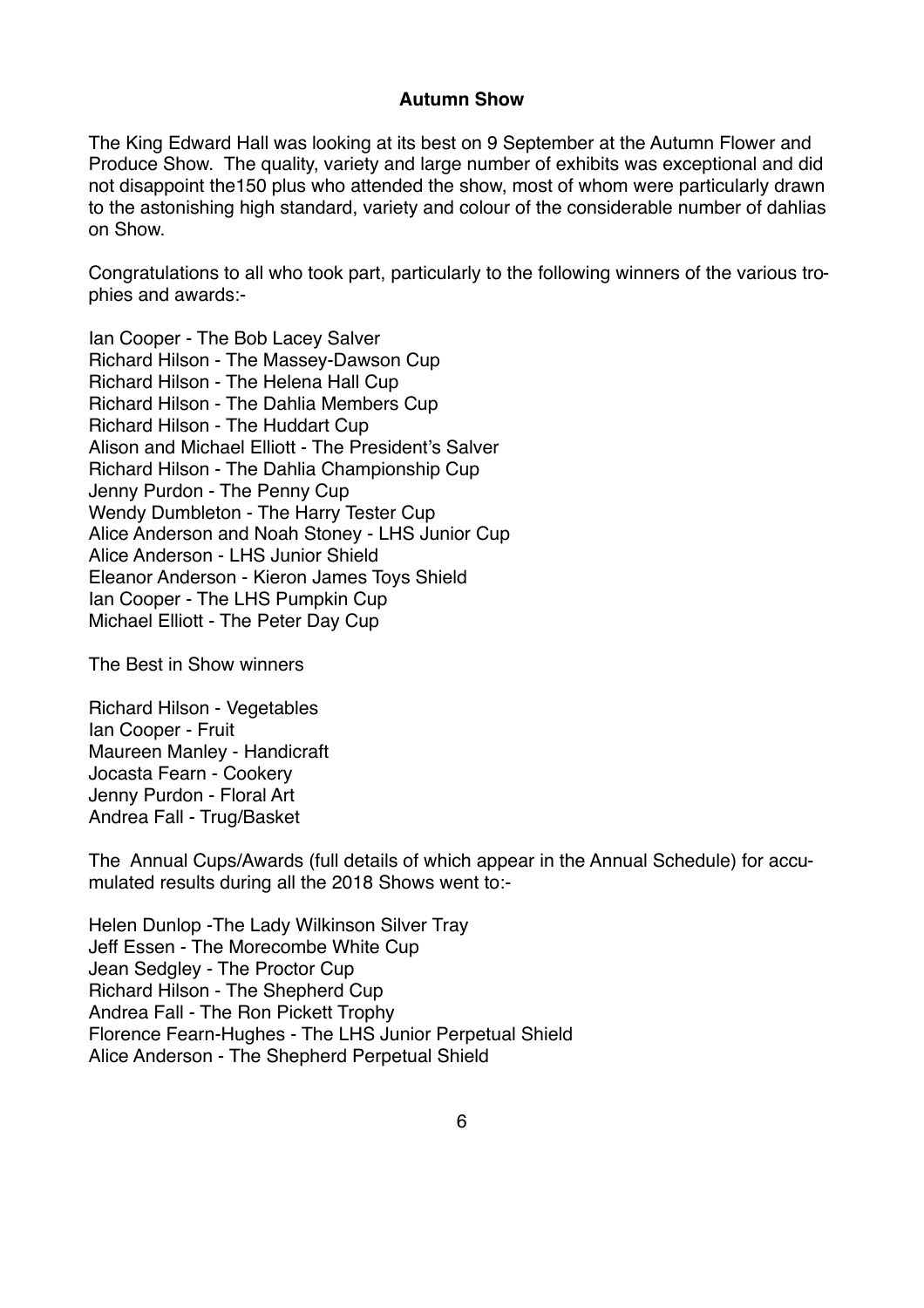## Autumn Show

The King Edward Hall was looking at its best on 9 September at the Autumn Flower and Produce Show. The quality, variety and large number of exhibits was exceptional and did not disappoint the150 plus who attended the show, most of whom were particularly drawn to the astonishing high standard, variety and colour of the considerable number of dahlias on Show.

Congratulations to all who took part, particularly to the following winners of the various trophies and awards:-

Ian Cooper - The Bob Lacey Salver
Richard Hilson - The Massey-Dawson Cup
Richard Hilson - The Helena Hall Cup
Richard Hilson - The Dahlia Members Cup
Richard Hilson - The Huddart Cup
Alison and Michael Elliott - The President's Salver
Richard Hilson - The Dahlia Championship Cup
Jenny Purdon - The Penny Cup
Wendy Dumbleton - The Harry Tester Cup
Alice Anderson and Noah Stoney - LHS Junior Cup
Alice Anderson - LHS Junior Shield
Eleanor Anderson - Kieron James Toys Shield
Ian Cooper - The LHS Pumpkin Cup
Michael Elliott - The Peter Day Cup

The Best in Show winners

Richard Hilson - Vegetables
Ian Cooper - Fruit
Maureen Manley - Handicraft
Jocasta Fearn - Cookery
Jenny Purdon - Floral Art
Andrea Fall - Trug/Basket

The Annual Cups/Awards (full details of which appear in the Annual Schedule) for accumulated results during all the 2018 Shows went to:-

Helen Dunlop -The Lady Wilkinson Silver Tray
Jeff Essen - The Morecombe White Cup
Jean Sedgley - The Proctor Cup
Richard Hilson - The Shepherd Cup
Andrea Fall - The Ron Pickett Trophy
Florence Fearn-Hughes - The LHS Junior Perpetual Shield
Alice Anderson - The Shepherd Perpetual Shield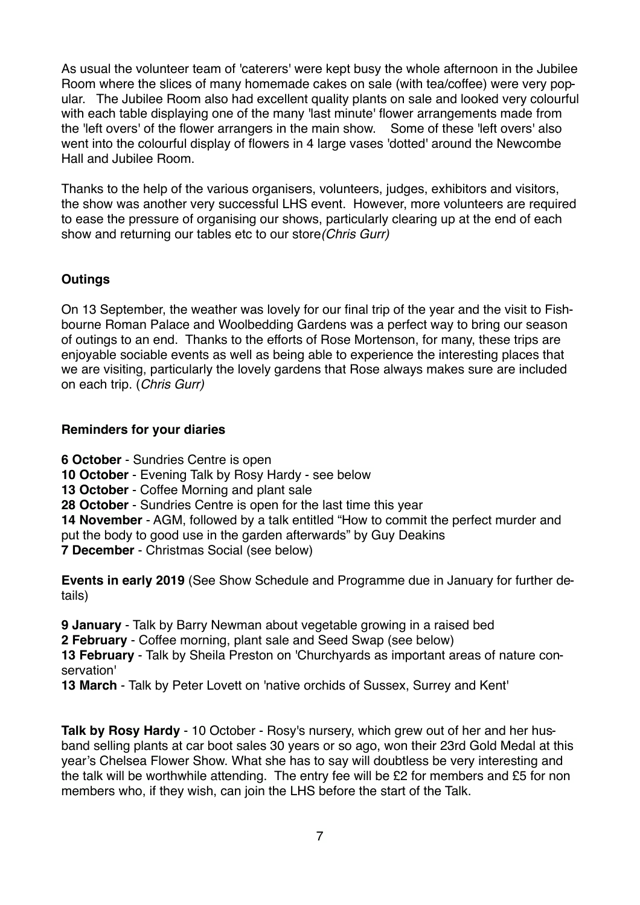As usual the volunteer team of 'caterers' were kept busy the whole afternoon in the Jubilee Room where the slices of many homemade cakes on sale (with tea/coffee) were very popular. The Jubilee Room also had excellent quality plants on sale and looked very colourful with each table displaying one of the many 'last minute' flower arrangements made from the 'left overs' of the flower arrangers in the main show. Some of these 'left overs' also went into the colourful display of flowers in 4 large vases 'dotted' around the Newcombe Hall and Jubilee Room.

Thanks to the help of the various organisers, volunteers, judges, exhibitors and visitors, the show was another very successful LHS event. However, more volunteers are required to ease the pressure of organising our shows, particularly clearing up at the end of each show and returning our tables etc to our store *(Chris Gurr)*

## Outings

On 13 September, the weather was lovely for our final trip of the year and the visit to Fishbourne Roman Palace and Woolbedding Gardens was a perfect way to bring our season of outings to an end. Thanks to the efforts of Rose Mortenson, for many, these trips are enjoyable sociable events as well as being able to experience the interesting places that we are visiting, particularly the lovely gardens that Rose always makes sure are included on each trip. (*Chris Gurr)*

## Reminders for your diaries

**6 October** - Sundries Centre is open
**10 October** - Evening Talk by Rosy Hardy - see below
**13 October** - Coffee Morning and plant sale
**28 October** - Sundries Centre is open for the last time this year
**14 November** - AGM, followed by a talk entitled "How to commit the perfect murder and put the body to good use in the garden afterwards" by Guy Deakins
**7 December** - Christmas Social (see below)

**Events in early 2019** (See Show Schedule and Programme due in January for further details)

**9 January** - Talk by Barry Newman about vegetable growing in a raised bed
**2 February** - Coffee morning, plant sale and Seed Swap (see below)
**13 February** - Talk by Sheila Preston on 'Churchyards as important areas of nature conservation'
**13 March** - Talk by Peter Lovett on 'native orchids of Sussex, Surrey and Kent'

**Talk by Rosy Hardy** - 10 October - Rosy's nursery, which grew out of her and her husband selling plants at car boot sales 30 years or so ago, won their 23rd Gold Medal at this year's Chelsea Flower Show. What she has to say will doubtless be very interesting and the talk will be worthwhile attending. The entry fee will be £2 for members and £5 for non members who, if they wish, can join the LHS before the start of the Talk.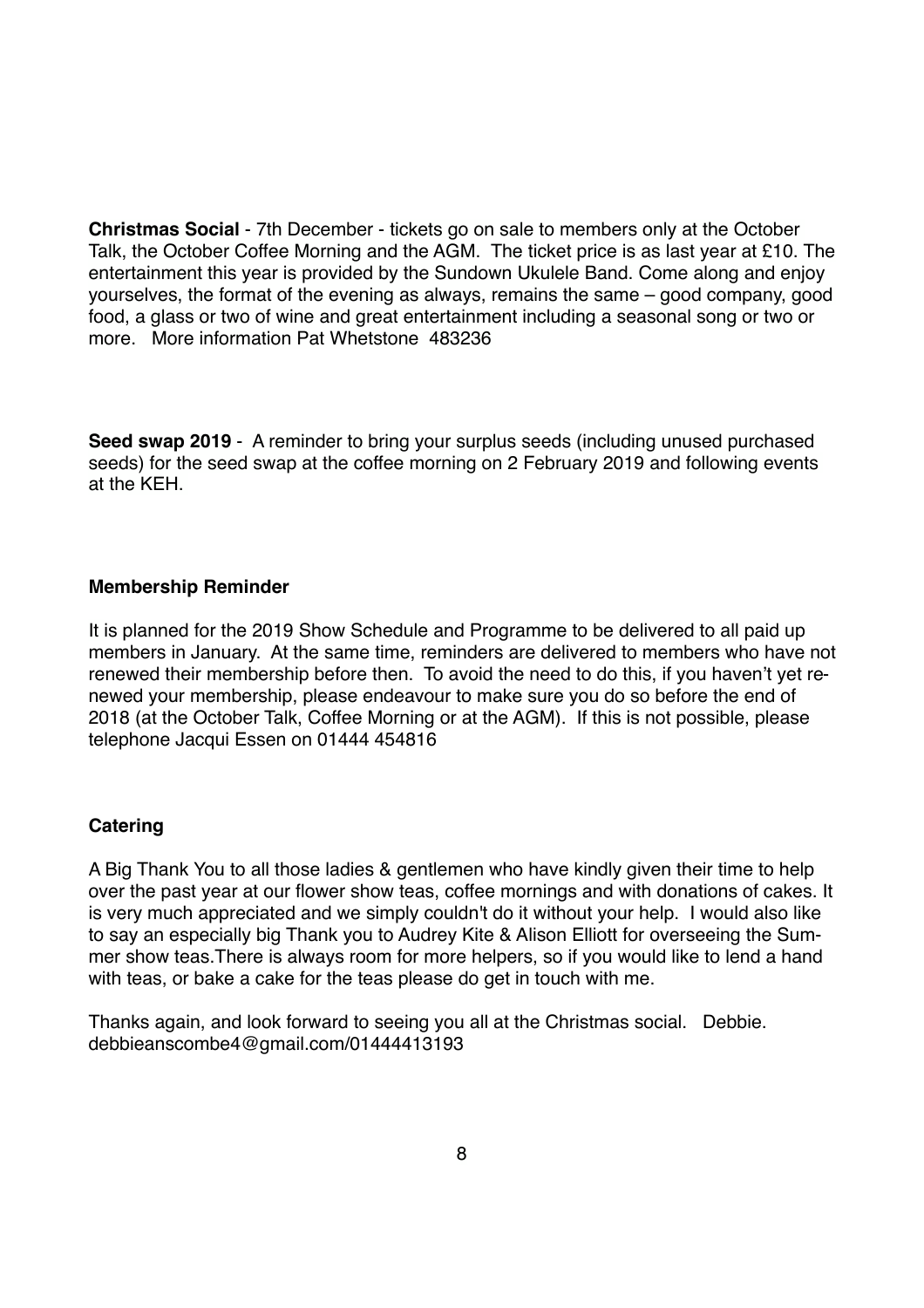**Christmas Social** - 7th December - tickets go on sale to members only at the October Talk, the October Coffee Morning and the AGM. The ticket price is as last year at £10. The entertainment this year is provided by the Sundown Ukulele Band. Come along and enjoy yourselves, the format of the evening as always, remains the same – good company, good food, a glass or two of wine and great entertainment including a seasonal song or two or more. More information Pat Whetstone 483236

**Seed swap 2019** - A reminder to bring your surplus seeds (including unused purchased seeds) for the seed swap at the coffee morning on 2 February 2019 and following events at the KEH.

### Membership Reminder

It is planned for the 2019 Show Schedule and Programme to be delivered to all paid up members in January. At the same time, reminders are delivered to members who have not renewed their membership before then. To avoid the need to do this, if you haven't yet renewed your membership, please endeavour to make sure you do so before the end of 2018 (at the October Talk, Coffee Morning or at the AGM). If this is not possible, please telephone Jacqui Essen on 01444 454816

### Catering

A Big Thank You to all those ladies & gentlemen who have kindly given their time to help over the past year at our flower show teas, coffee mornings and with donations of cakes. It is very much appreciated and we simply couldn't do it without your help. I would also like to say an especially big Thank you to Audrey Kite & Alison Elliott for overseeing the Summer show teas.There is always room for more helpers, so if you would like to lend a hand with teas, or bake a cake for the teas please do get in touch with me.

Thanks again, and look forward to seeing you all at the Christmas social. Debbie. debbieanscombe4@gmail.com/01444413193